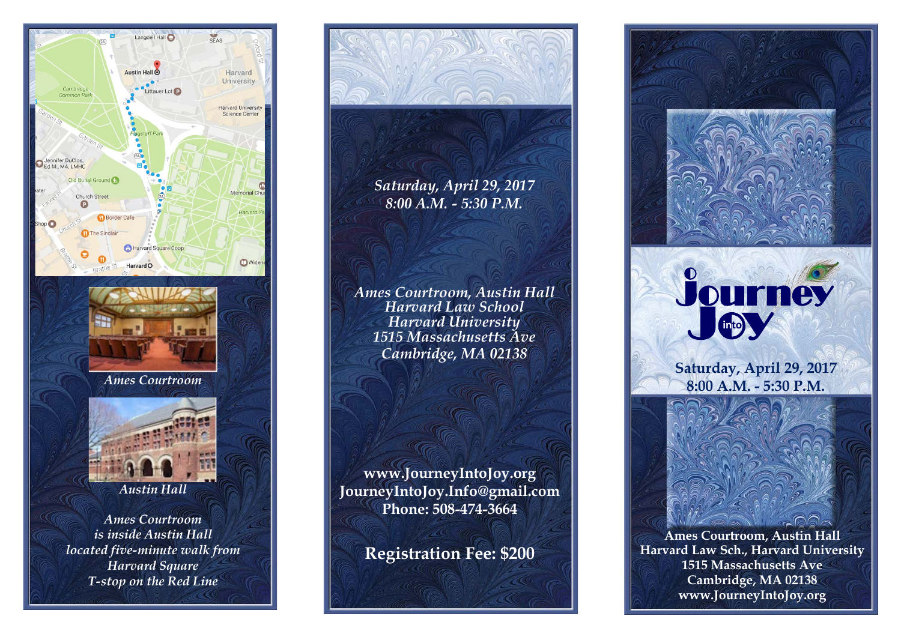Ames Courtroom

Austin Hall

*Ames Courtroom*
*is inside Austin Hall*
*located five-minute walk from*
*Harvard Square*
*T-stop on the Red Line*

*Saturday, April 29, 2017*
*8:00 A.M. - 5:30 P.M.*

*Ames Courtroom, Austin Hall*
*Harvard Law School*
*Harvard University*
*1515 Massachusetts Ave*
*Cambridge, MA 02138*

**www.JourneyIntoJoy.org**
**JourneyIntoJoy.Info@gmail.com**
**Phone: 508-474-3664**

**Registration Fee: $200**

# Journey into Joy

**Saturday, April 29, 2017**
**8:00 A.M. - 5:30 P.M.**

**Ames Courtroom, Austin Hall**
**Harvard Law Sch., Harvard University**
**1515 Massachusetts Ave**
**Cambridge, MA 02138**
**www.JourneyIntoJoy.org**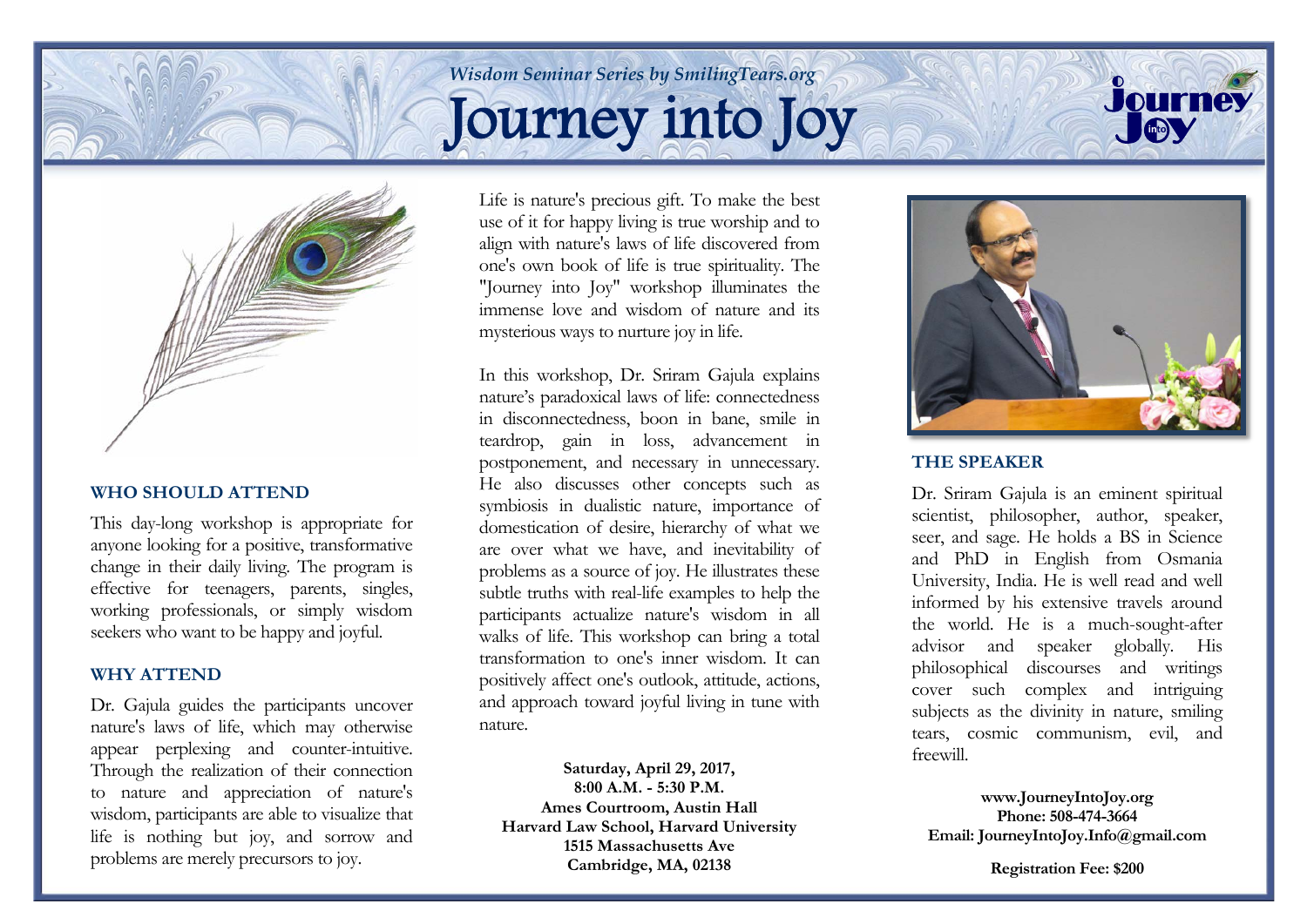*Wisdom Seminar Series by SmilingTears.org*

# Journey into Joy

## WHO SHOULD ATTEND

This day-long workshop is appropriate for anyone looking for a positive, transformative change in their daily living. The program is effective for teenagers, parents, singles, working professionals, or simply wisdom seekers who want to be happy and joyful.

## WHY ATTEND

Dr. Gajula guides the participants uncover nature's laws of life, which may otherwise appear perplexing and counter-intuitive. Through the realization of their connection to nature and appreciation of nature's wisdom, participants are able to visualize that life is nothing but joy, and sorrow and problems are merely precursors to joy.

Life is nature's precious gift. To make the best use of it for happy living is true worship and to align with nature's laws of life discovered from one's own book of life is true spirituality. The "Journey into Joy" workshop illuminates the immense love and wisdom of nature and its mysterious ways to nurture joy in life.

In this workshop, Dr. Sriram Gajula explains nature's paradoxical laws of life: connectedness in disconnectedness, boon in bane, smile in teardrop, gain in loss, advancement in postponement, and necessary in unnecessary. He also discusses other concepts such as symbiosis in dualistic nature, importance of domestication of desire, hierarchy of what we are over what we have, and inevitability of problems as a source of joy. He illustrates these subtle truths with real-life examples to help the participants actualize nature's wisdom in all walks of life. This workshop can bring a total transformation to one's inner wisdom. It can positively affect one's outlook, attitude, actions, and approach toward joyful living in tune with nature.

**Saturday, April 29, 2017,**
**8:00 A.M. - 5:30 P.M.**
**Ames Courtroom, Austin Hall**
**Harvard Law School, Harvard University**
**1515 Massachusetts Ave**
**Cambridge, MA, 02138**

## THE SPEAKER

Dr. Sriram Gajula is an eminent spiritual scientist, philosopher, author, speaker, seer, and sage. He holds a BS in Science and PhD in English from Osmania University, India. He is well read and well informed by his extensive travels around the world. He is a much-sought-after advisor and speaker globally. His philosophical discourses and writings cover such complex and intriguing subjects as the divinity in nature, smiling tears, cosmic communism, evil, and freewill.

**www.JourneyIntoJoy.org**
**Phone: 508-474-3664**
**Email: JourneyIntoJoy.Info@gmail.com**

**Registration Fee: $200**